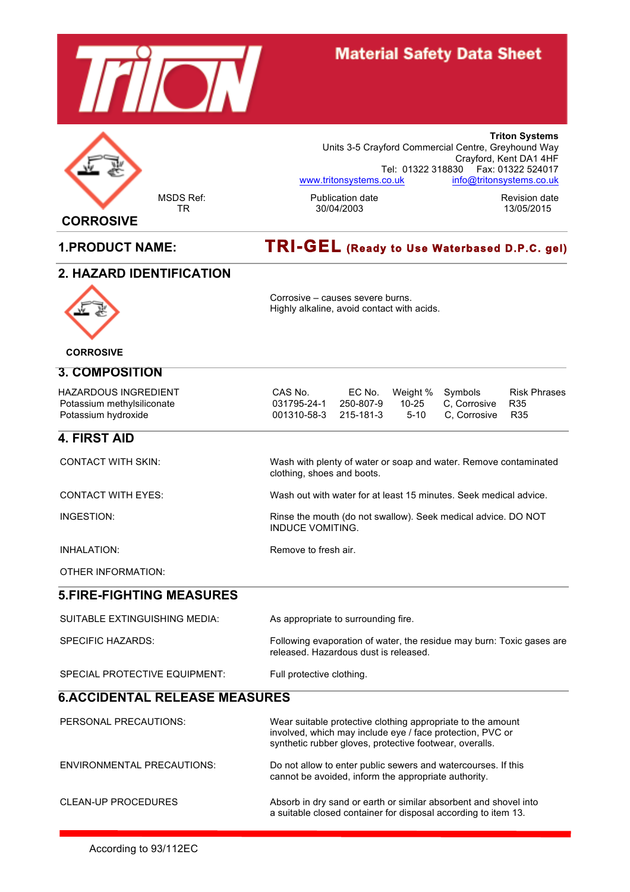# Material Safety Data Sheet

CORROSIVE

**Triton Systems**
Units 3-5 Crayford Commercial Centre, Greyhound Way
Crayford, Kent DA1 4HF
Tel: 01322 318830 Fax: 01322 524017
www.tritonsystems.co.uk info@tritonsystems.co.uk

MSDS Ref: TR

Publication date 30/04/2003

Revision date 13/05/2015

## 1.PRODUCT NAME: **TRI-GEL (Ready to Use Waterbased D.P.C. gel)**

## 2. HAZARD IDENTIFICATION

CORROSIVE

Corrosive – causes severe burns.
Highly alkaline, avoid contact with acids.

## 3. COMPOSITION

| HAZARDOUS INGREDIENT | CAS No. | EC No. | Weight % | Symbols | Risk Phrases |
|---|---|---|---|---|---|
| Potassium methylsiliconate | 031795-24-1 | 250-807-9 | 10-25 | C, Corrosive | R35 |
| Potassium hydroxide | 001310-58-3 | 215-181-3 | 5-10 | C, Corrosive | R35 |

## 4. FIRST AID

CONTACT WITH SKIN: Wash with plenty of water or soap and water. Remove contaminated clothing, shoes and boots.

CONTACT WITH EYES: Wash out with water for at least 15 minutes. Seek medical advice.

INGESTION: Rinse the mouth (do not swallow). Seek medical advice. DO NOT INDUCE VOMITING.

INHALATION: Remove to fresh air.

OTHER INFORMATION:

## 5.FIRE-FIGHTING MEASURES

SUITABLE EXTINGUISHING MEDIA: As appropriate to surrounding fire.

SPECIFIC HAZARDS: Following evaporation of water, the residue may burn: Toxic gases are released. Hazardous dust is released.

SPECIAL PROTECTIVE EQUIPMENT: Full protective clothing.

## 6.ACCIDENTAL RELEASE MEASURES

PERSONAL PRECAUTIONS: Wear suitable protective clothing appropriate to the amount involved, which may include eye / face protection, PVC or synthetic rubber gloves, protective footwear, overalls.

ENVIRONMENTAL PRECAUTIONS: Do not allow to enter public sewers and watercourses. If this cannot be avoided, inform the appropriate authority.

CLEAN-UP PROCEDURES Absorb in dry sand or earth or similar absorbent and shovel into a suitable closed container for disposal according to item 13.

According to 93/112EC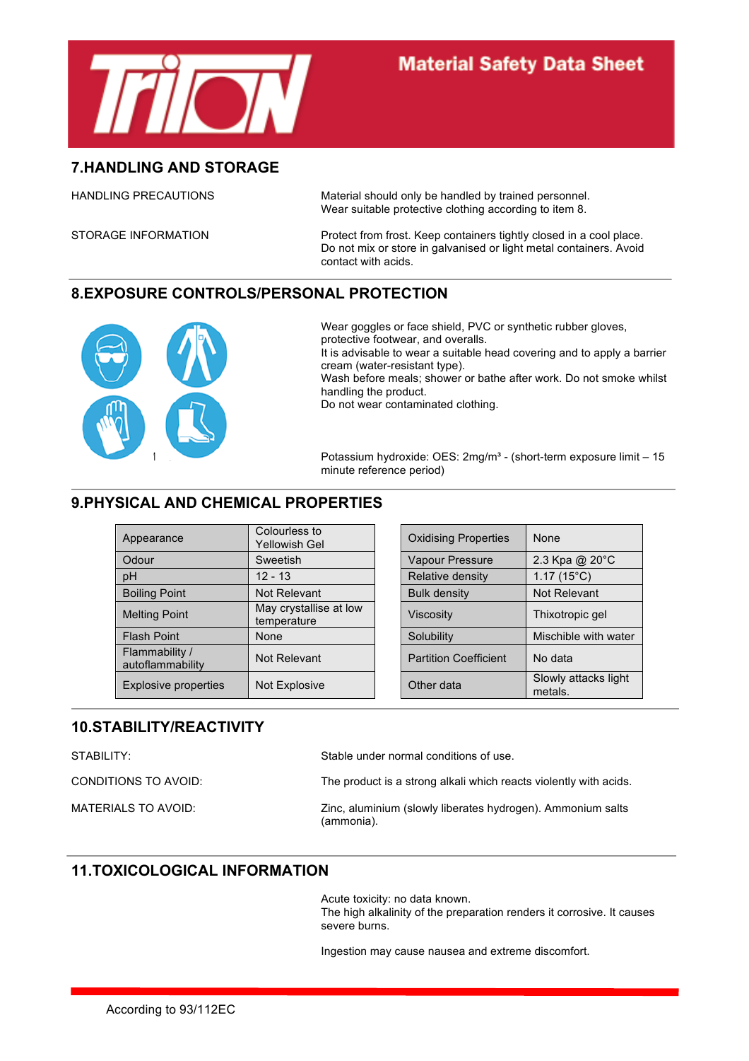# 7.HANDLING AND STORAGE

| | |
|---|---|
| HANDLING PRECAUTIONS | Material should only be handled by trained personnel. Wear suitable protective clothing according to item 8. |
| STORAGE INFORMATION | Protect from frost. Keep containers tightly closed in a cool place. Do not mix or store in galvanised or light metal containers. Avoid contact with acids. |

# 8.EXPOSURE CONTROLS/PERSONAL PROTECTION

Wear goggles or face shield, PVC or synthetic rubber gloves, protective footwear, and overalls.
It is advisable to wear a suitable head covering and to apply a barrier cream (water-resistant type).
Wash before meals; shower or bathe after work. Do not smoke whilst handling the product.
Do not wear contaminated clothing.

Potassium hydroxide: OES: 2mg/m³ - (short-term exposure limit – 15 minute reference period)

# 9.PHYSICAL AND CHEMICAL PROPERTIES

| Property | Value |
|---|---|
| Appearance | Colourless to Yellowish Gel |
| Odour | Sweetish |
| pH | 12 - 13 |
| Boiling Point | Not Relevant |
| Melting Point | May crystallise at low temperature |
| Flash Point | None |
| Flammability / autoflammability | Not Relevant |
| Explosive properties | Not Explosive |

| Property | Value |
|---|---|
| Oxidising Properties | None |
| Vapour Pressure | 2.3 Kpa @ 20°C |
| Relative density | 1.17 (15°C) |
| Bulk density | Not Relevant |
| Viscosity | Thixotropic gel |
| Solubility | Mischible with water |
| Partition Coefficient | No data |
| Other data | Slowly attacks light metals. |

# 10.STABILITY/REACTIVITY

| | |
|---|---|
| STABILITY: | Stable under normal conditions of use. |
| CONDITIONS TO AVOID: | The product is a strong alkali which reacts violently with acids. |
| MATERIALS TO AVOID: | Zinc, aluminium (slowly liberates hydrogen). Ammonium salts (ammonia). |

# 11.TOXICOLOGICAL INFORMATION

Acute toxicity: no data known.
The high alkalinity of the preparation renders it corrosive. It causes severe burns.

Ingestion may cause nausea and extreme discomfort.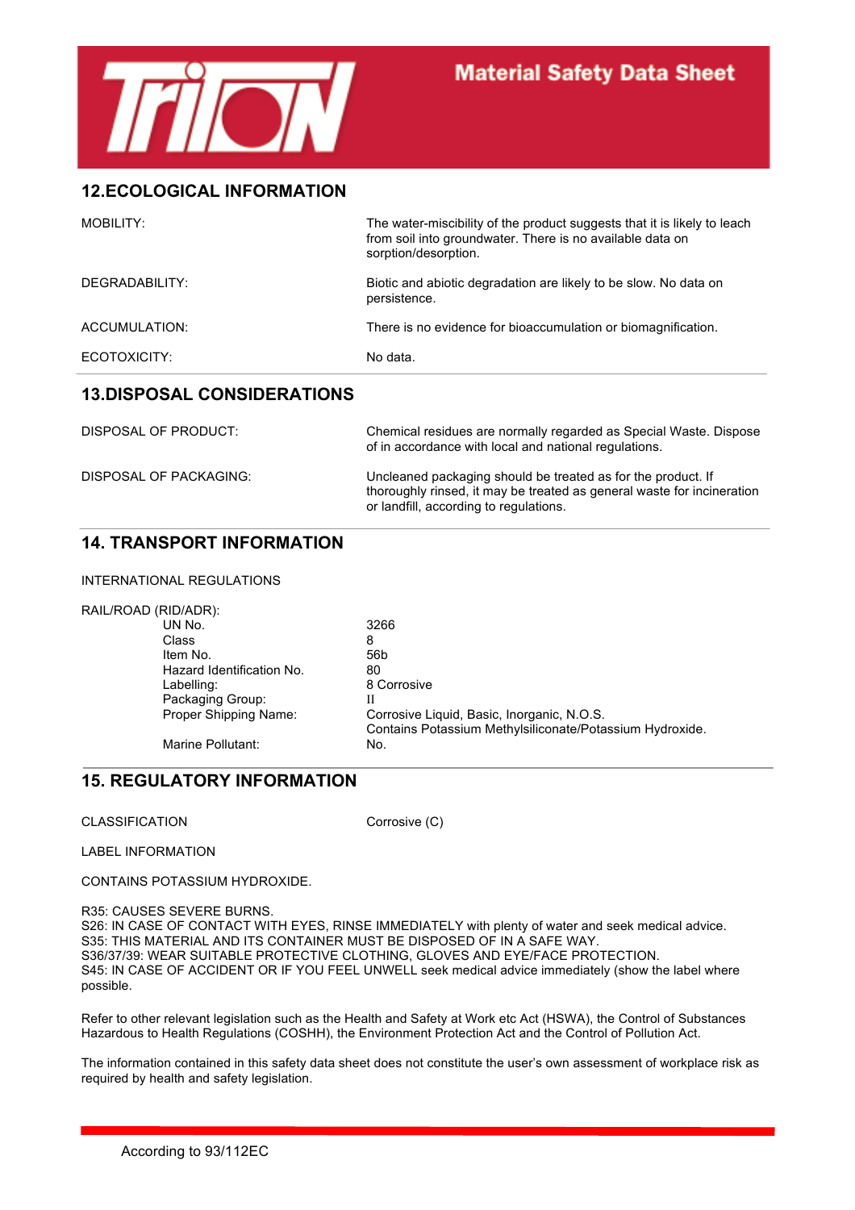## 12.ECOLOGICAL INFORMATION

| | |
|---|---|
| MOBILITY: | The water-miscibility of the product suggests that it is likely to leach from soil into groundwater. There is no available data on sorption/desorption. |
| DEGRADABILITY: | Biotic and abiotic degradation are likely to be slow. No data on persistence. |
| ACCUMULATION: | There is no evidence for bioaccumulation or biomagnification. |
| ECOTOXICITY: | No data. |

## 13.DISPOSAL CONSIDERATIONS

| | |
|---|---|
| DISPOSAL OF PRODUCT: | Chemical residues are normally regarded as Special Waste. Dispose of in accordance with local and national regulations. |
| DISPOSAL OF PACKAGING: | Uncleaned packaging should be treated as for the product. If thoroughly rinsed, it may be treated as general waste for incineration or landfill, according to regulations. |

## 14. TRANSPORT INFORMATION

INTERNATIONAL REGULATIONS

RAIL/ROAD (RID/ADR):

| | |
|---|---|
| UN No. | 3266 |
| Class | 8 |
| Item No. | 56b |
| Hazard Identification No. | 80 |
| Labelling: | 8 Corrosive |
| Packaging Group: | II |
| Proper Shipping Name: | Corrosive Liquid, Basic, Inorganic, N.O.S. Contains Potassium Methylsiliconate/Potassium Hydroxide. |
| Marine Pollutant: | No. |

## 15. REGULATORY INFORMATION

CLASSIFICATION Corrosive (C)

LABEL INFORMATION

CONTAINS POTASSIUM HYDROXIDE.

R35: CAUSES SEVERE BURNS.
S26: IN CASE OF CONTACT WITH EYES, RINSE IMMEDIATELY with plenty of water and seek medical advice.
S35: THIS MATERIAL AND ITS CONTAINER MUST BE DISPOSED OF IN A SAFE WAY.
S36/37/39: WEAR SUITABLE PROTECTIVE CLOTHING, GLOVES AND EYE/FACE PROTECTION.
S45: IN CASE OF ACCIDENT OR IF YOU FEEL UNWELL seek medical advice immediately (show the label where possible.

Refer to other relevant legislation such as the Health and Safety at Work etc Act (HSWA), the Control of Substances Hazardous to Health Regulations (COSHH), the Environment Protection Act and the Control of Pollution Act.

The information contained in this safety data sheet does not constitute the user's own assessment of workplace risk as required by health and safety legislation.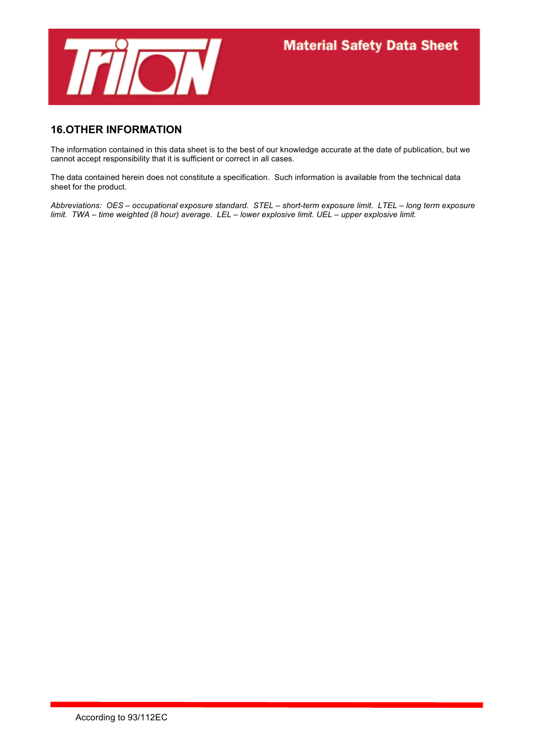## 16.OTHER INFORMATION

The information contained in this data sheet is to the best of our knowledge accurate at the date of publication, but we cannot accept responsibility that it is sufficient or correct in all cases.

The data contained herein does not constitute a specification. Such information is available from the technical data sheet for the product.

*Abbreviations: OES – occupational exposure standard. STEL – short-term exposure limit. LTEL – long term exposure limit. TWA – time weighted (8 hour) average. LEL – lower explosive limit. UEL – upper explosive limit.*